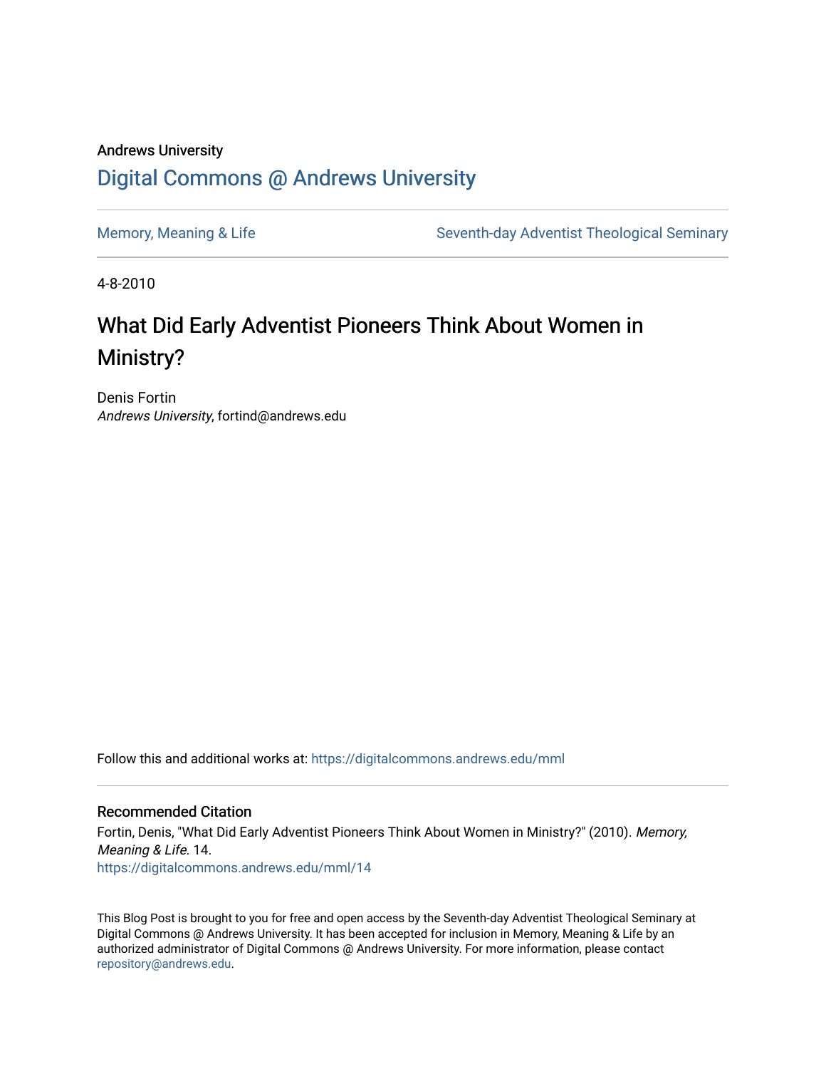Andrews University

# Digital Commons @ Andrews University

Memory, Meaning & Life

Seventh-day Adventist Theological Seminary

4-8-2010

## What Did Early Adventist Pioneers Think About Women in Ministry?

Denis Fortin
*Andrews University*, fortind@andrews.edu

Follow this and additional works at: https://digitalcommons.andrews.edu/mml

### Recommended Citation

Fortin, Denis, "What Did Early Adventist Pioneers Think About Women in Ministry?" (2010). *Memory, Meaning & Life*. 14.
https://digitalcommons.andrews.edu/mml/14

This Blog Post is brought to you for free and open access by the Seventh-day Adventist Theological Seminary at Digital Commons @ Andrews University. It has been accepted for inclusion in Memory, Meaning & Life by an authorized administrator of Digital Commons @ Andrews University. For more information, please contact repository@andrews.edu.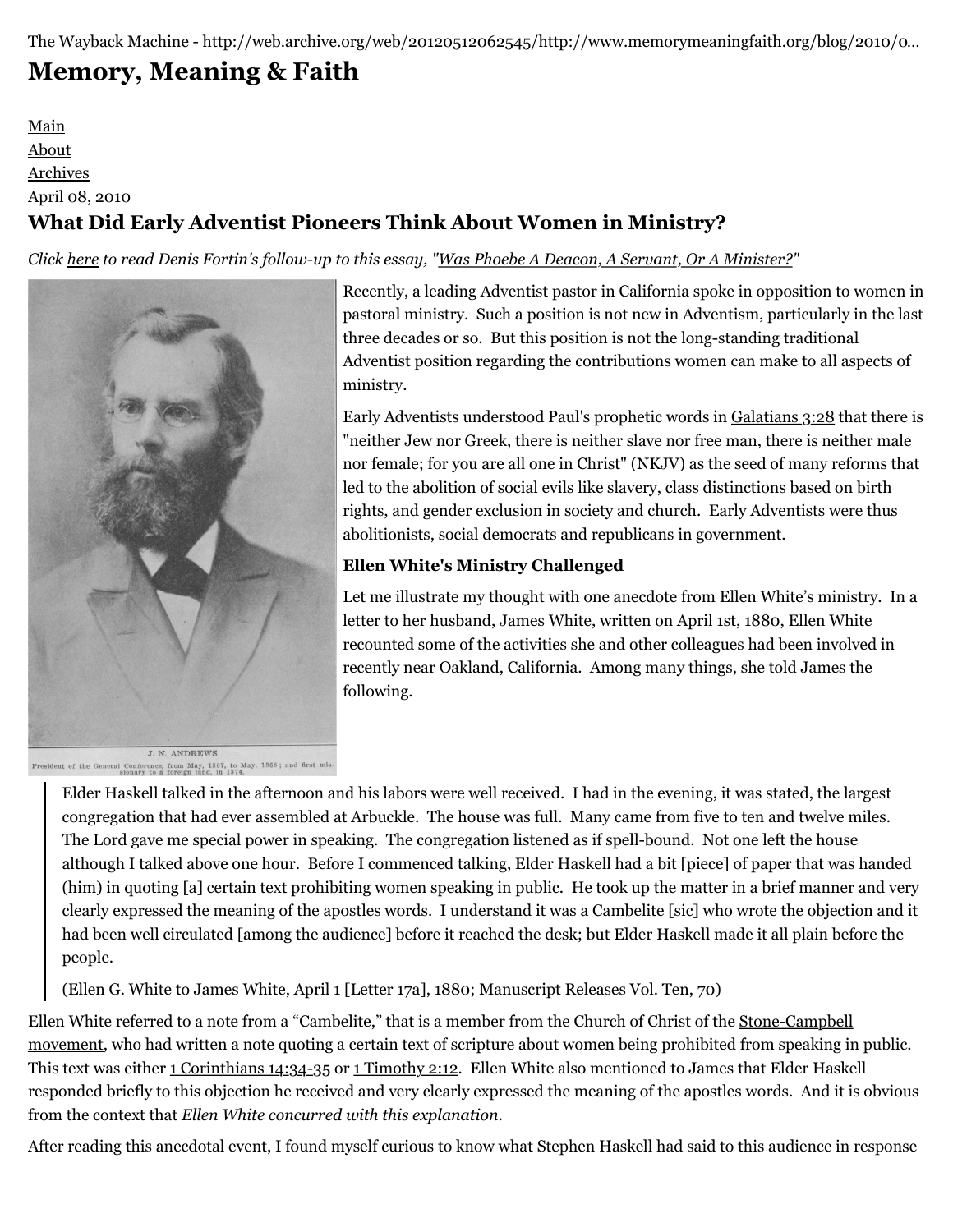The Wayback Machine - http://web.archive.org/web/20120512062545/http://www.memorymeaningfaith.org/blog/2010/0...

# Memory, Meaning & Faith

Main
About
Archives

April 08, 2010

## What Did Early Adventist Pioneers Think About Women in Ministry?

*Click here to read Denis Fortin's follow-up to this essay, "Was Phoebe A Deacon, A Servant, Or A Minister?"*

J. N. ANDREWS
President of the General Conference, from May, 1867, to May, 1868; and first missionary to a foreign land, in 1874.

Recently, a leading Adventist pastor in California spoke in opposition to women in pastoral ministry. Such a position is not new in Adventism, particularly in the last three decades or so. But this position is not the long-standing traditional Adventist position regarding the contributions women can make to all aspects of ministry.

Early Adventists understood Paul's prophetic words in Galatians 3:28 that there is "neither Jew nor Greek, there is neither slave nor free man, there is neither male nor female; for you are all one in Christ" (NKJV) as the seed of many reforms that led to the abolition of social evils like slavery, class distinctions based on birth rights, and gender exclusion in society and church. Early Adventists were thus abolitionists, social democrats and republicans in government.

### Ellen White's Ministry Challenged

Let me illustrate my thought with one anecdote from Ellen White's ministry. In a letter to her husband, James White, written on April 1st, 1880, Ellen White recounted some of the activities she and other colleagues had been involved in recently near Oakland, California. Among many things, she told James the following.

> Elder Haskell talked in the afternoon and his labors were well received. I had in the evening, it was stated, the largest congregation that had ever assembled at Arbuckle. The house was full. Many came from five to ten and twelve miles. The Lord gave me special power in speaking. The congregation listened as if spell-bound. Not one left the house although I talked above one hour. Before I commenced talking, Elder Haskell had a bit [piece] of paper that was handed (him) in quoting [a] certain text prohibiting women speaking in public. He took up the matter in a brief manner and very clearly expressed the meaning of the apostles words. I understand it was a Cambelite [sic] who wrote the objection and it had been well circulated [among the audience] before it reached the desk; but Elder Haskell made it all plain before the people.
>
> (Ellen G. White to James White, April 1 [Letter 17a], 1880; Manuscript Releases Vol. Ten, 70)

Ellen White referred to a note from a "Cambelite," that is a member from the Church of Christ of the Stone-Campbell movement, who had written a note quoting a certain text of scripture about women being prohibited from speaking in public. This text was either 1 Corinthians 14:34-35 or 1 Timothy 2:12. Ellen White also mentioned to James that Elder Haskell responded briefly to this objection he received and very clearly expressed the meaning of the apostles words. And it is obvious from the context that *Ellen White concurred with this explanation*.

After reading this anecdotal event, I found myself curious to know what Stephen Haskell had said to this audience in response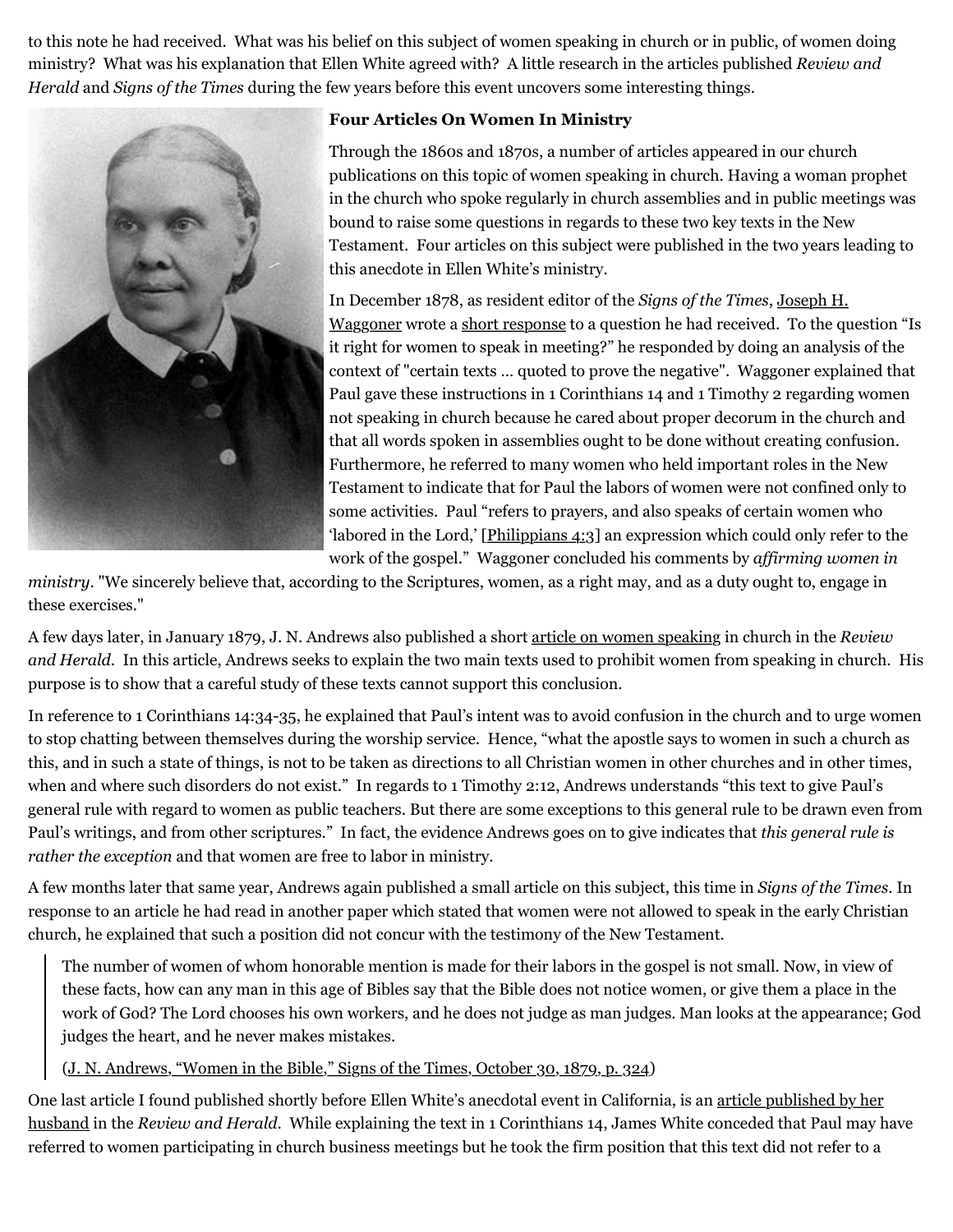to this note he had received. What was his belief on this subject of women speaking in church or in public, of women doing ministry? What was his explanation that Ellen White agreed with? A little research in the articles published *Review and Herald* and *Signs of the Times* during the few years before this event uncovers some interesting things.

### Four Articles On Women In Ministry

Through the 1860s and 1870s, a number of articles appeared in our church publications on this topic of women speaking in church. Having a woman prophet in the church who spoke regularly in church assemblies and in public meetings was bound to raise some questions in regards to these two key texts in the New Testament. Four articles on this subject were published in the two years leading to this anecdote in Ellen White's ministry.

In December 1878, as resident editor of the *Signs of the Times*, Joseph H. Waggoner wrote a short response to a question he had received. To the question "Is it right for women to speak in meeting?" he responded by doing an analysis of the context of "certain texts … quoted to prove the negative". Waggoner explained that Paul gave these instructions in 1 Corinthians 14 and 1 Timothy 2 regarding women not speaking in church because he cared about proper decorum in the church and that all words spoken in assemblies ought to be done without creating confusion. Furthermore, he referred to many women who held important roles in the New Testament to indicate that for Paul the labors of women were not confined only to some activities. Paul "refers to prayers, and also speaks of certain women who 'labored in the Lord,' [Philippians 4:3] an expression which could only refer to the work of the gospel." Waggoner concluded his comments by *affirming women in ministry*. "We sincerely believe that, according to the Scriptures, women, as a right may, and as a duty ought to, engage in these exercises."

A few days later, in January 1879, J. N. Andrews also published a short article on women speaking in church in the *Review and Herald*. In this article, Andrews seeks to explain the two main texts used to prohibit women from speaking in church. His purpose is to show that a careful study of these texts cannot support this conclusion.

In reference to 1 Corinthians 14:34-35, he explained that Paul's intent was to avoid confusion in the church and to urge women to stop chatting between themselves during the worship service. Hence, "what the apostle says to women in such a church as this, and in such a state of things, is not to be taken as directions to all Christian women in other churches and in other times, when and where such disorders do not exist." In regards to 1 Timothy 2:12, Andrews understands "this text to give Paul's general rule with regard to women as public teachers. But there are some exceptions to this general rule to be drawn even from Paul's writings, and from other scriptures." In fact, the evidence Andrews goes on to give indicates that *this general rule is rather the exception* and that women are free to labor in ministry.

A few months later that same year, Andrews again published a small article on this subject, this time in *Signs of the Times*. In response to an article he had read in another paper which stated that women were not allowed to speak in the early Christian church, he explained that such a position did not concur with the testimony of the New Testament.

> The number of women of whom honorable mention is made for their labors in the gospel is not small. Now, in view of these facts, how can any man in this age of Bibles say that the Bible does not notice women, or give them a place in the work of God? The Lord chooses his own workers, and he does not judge as man judges. Man looks at the appearance; God judges the heart, and he never makes mistakes.
>
> (J. N. Andrews, "Women in the Bible," Signs of the Times, October 30, 1879, p. 324)

One last article I found published shortly before Ellen White's anecdotal event in California, is an article published by her husband in the *Review and Herald*. While explaining the text in 1 Corinthians 14, James White conceded that Paul may have referred to women participating in church business meetings but he took the firm position that this text did not refer to a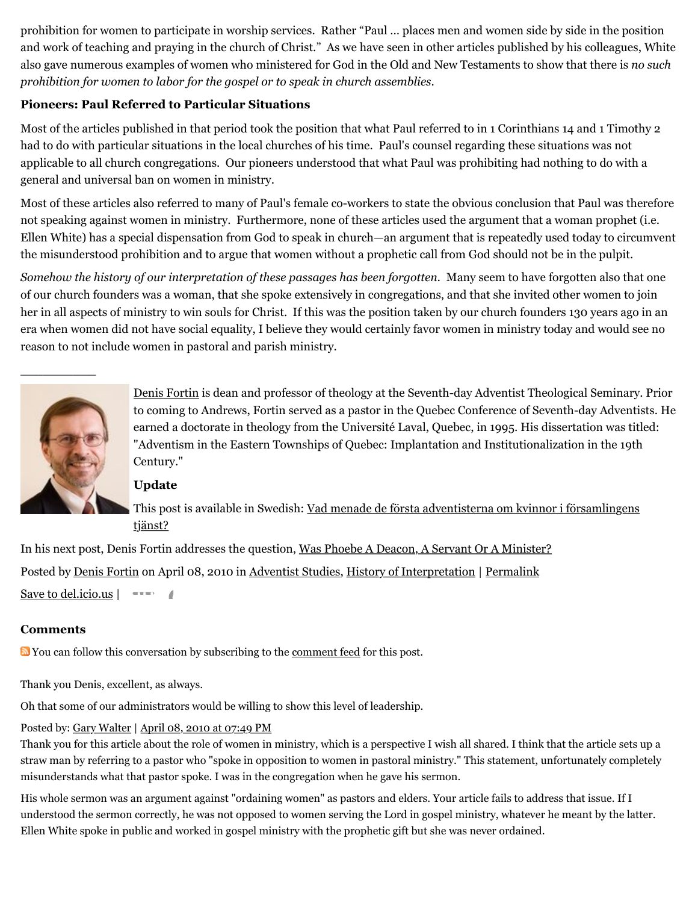prohibition for women to participate in worship services. Rather "Paul … places men and women side by side in the position and work of teaching and praying in the church of Christ." As we have seen in other articles published by his colleagues, White also gave numerous examples of women who ministered for God in the Old and New Testaments to show that there is *no such prohibition for women to labor for the gospel or to speak in church assemblies*.

**Pioneers: Paul Referred to Particular Situations**

Most of the articles published in that period took the position that what Paul referred to in 1 Corinthians 14 and 1 Timothy 2 had to do with particular situations in the local churches of his time. Paul's counsel regarding these situations was not applicable to all church congregations. Our pioneers understood that what Paul was prohibiting had nothing to do with a general and universal ban on women in ministry.

Most of these articles also referred to many of Paul's female co-workers to state the obvious conclusion that Paul was therefore not speaking against women in ministry. Furthermore, none of these articles used the argument that a woman prophet (i.e. Ellen White) has a special dispensation from God to speak in church—an argument that is repeatedly used today to circumvent the misunderstood prohibition and to argue that women without a prophetic call from God should not be in the pulpit.

*Somehow the history of our interpretation of these passages has been forgotten.* Many seem to have forgotten also that one of our church founders was a woman, that she spoke extensively in congregations, and that she invited other women to join her in all aspects of ministry to win souls for Christ. If this was the position taken by our church founders 130 years ago in an era when women did not have social equality, I believe they would certainly favor women in ministry today and would see no reason to not include women in pastoral and parish ministry.

___________

Denis Fortin is dean and professor of theology at the Seventh-day Adventist Theological Seminary. Prior to coming to Andrews, Fortin served as a pastor in the Quebec Conference of Seventh-day Adventists. He earned a doctorate in theology from the Université Laval, Quebec, in 1995. His dissertation was titled: "Adventism in the Eastern Townships of Quebec: Implantation and Institutionalization in the 19th Century."

**Update**

This post is available in Swedish: Vad menade de första adventisterna om kvinnor i församlingens tjänst?

In his next post, Denis Fortin addresses the question, Was Phoebe A Deacon, A Servant Or A Minister?

Posted by Denis Fortin on April 08, 2010 in Adventist Studies, History of Interpretation | Permalink

Save to del.icio.us |

**Comments**

You can follow this conversation by subscribing to the comment feed for this post.

Thank you Denis, excellent, as always.

Oh that some of our administrators would be willing to show this level of leadership.

Posted by: Gary Walter | April 08, 2010 at 07:49 PM

Thank you for this article about the role of women in ministry, which is a perspective I wish all shared. I think that the article sets up a straw man by referring to a pastor who "spoke in opposition to women in pastoral ministry." This statement, unfortunately completely misunderstands what that pastor spoke. I was in the congregation when he gave his sermon.

His whole sermon was an argument against "ordaining women" as pastors and elders. Your article fails to address that issue. If I understood the sermon correctly, he was not opposed to women serving the Lord in gospel ministry, whatever he meant by the latter. Ellen White spoke in public and worked in gospel ministry with the prophetic gift but she was never ordained.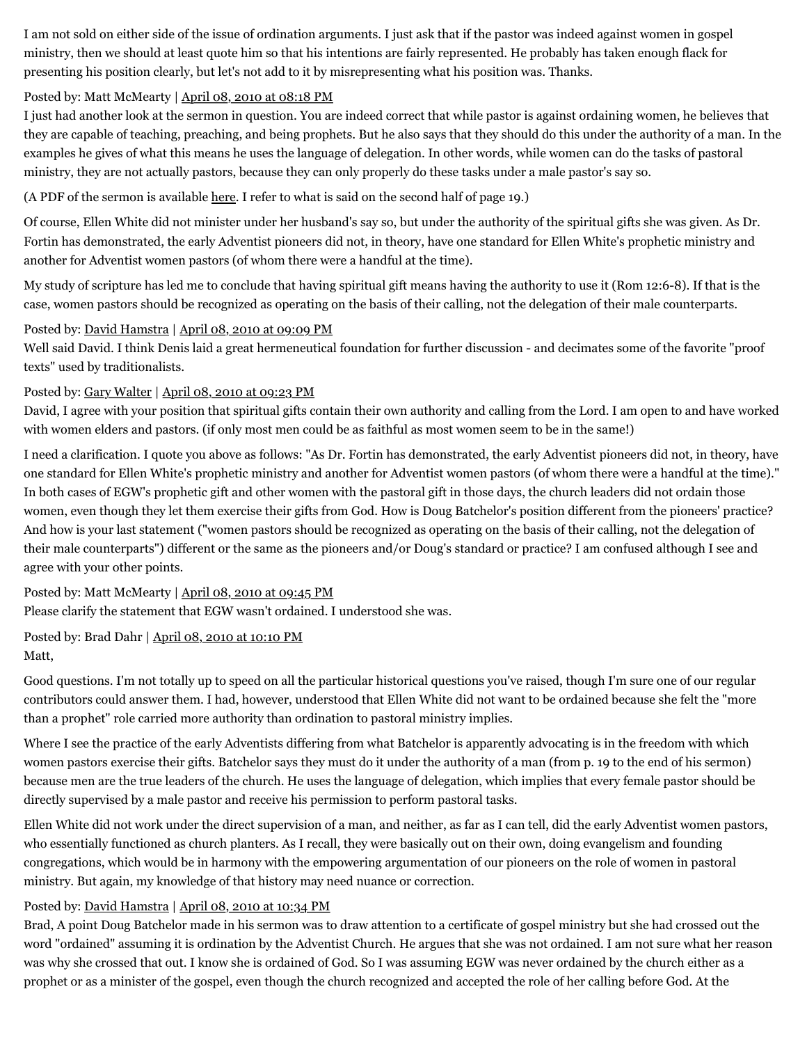I am not sold on either side of the issue of ordination arguments. I just ask that if the pastor was indeed against women in gospel ministry, then we should at least quote him so that his intentions are fairly represented. He probably has taken enough flack for presenting his position clearly, but let's not add to it by misrepresenting what his position was. Thanks.

Posted by: Matt McMearty | April 08, 2010 at 08:18 PM

I just had another look at the sermon in question. You are indeed correct that while pastor is against ordaining women, he believes that they are capable of teaching, preaching, and being prophets. But he also says that they should do this under the authority of a man. In the examples he gives of what this means he uses the language of delegation. In other words, while women can do the tasks of pastoral ministry, they are not actually pastors, because they can only properly do these tasks under a male pastor's say so.

(A PDF of the sermon is available here. I refer to what is said on the second half of page 19.)

Of course, Ellen White did not minister under her husband's say so, but under the authority of the spiritual gifts she was given. As Dr. Fortin has demonstrated, the early Adventist pioneers did not, in theory, have one standard for Ellen White's prophetic ministry and another for Adventist women pastors (of whom there were a handful at the time).

My study of scripture has led me to conclude that having spiritual gift means having the authority to use it (Rom 12:6-8). If that is the case, women pastors should be recognized as operating on the basis of their calling, not the delegation of their male counterparts.

Posted by: David Hamstra | April 08, 2010 at 09:09 PM

Well said David. I think Denis laid a great hermeneutical foundation for further discussion - and decimates some of the favorite "proof texts" used by traditionalists.

Posted by: Gary Walter | April 08, 2010 at 09:23 PM

David, I agree with your position that spiritual gifts contain their own authority and calling from the Lord. I am open to and have worked with women elders and pastors. (if only most men could be as faithful as most women seem to be in the same!)

I need a clarification. I quote you above as follows: "As Dr. Fortin has demonstrated, the early Adventist pioneers did not, in theory, have one standard for Ellen White's prophetic ministry and another for Adventist women pastors (of whom there were a handful at the time)." In both cases of EGW's prophetic gift and other women with the pastoral gift in those days, the church leaders did not ordain those women, even though they let them exercise their gifts from God. How is Doug Batchelor's position different from the pioneers' practice? And how is your last statement ("women pastors should be recognized as operating on the basis of their calling, not the delegation of their male counterparts") different or the same as the pioneers and/or Doug's standard or practice? I am confused although I see and agree with your other points.

Posted by: Matt McMearty | April 08, 2010 at 09:45 PM

Please clarify the statement that EGW wasn't ordained. I understood she was.

Posted by: Brad Dahr | April 08, 2010 at 10:10 PM

Matt,

Good questions. I'm not totally up to speed on all the particular historical questions you've raised, though I'm sure one of our regular contributors could answer them. I had, however, understood that Ellen White did not want to be ordained because she felt the "more than a prophet" role carried more authority than ordination to pastoral ministry implies.

Where I see the practice of the early Adventists differing from what Batchelor is apparently advocating is in the freedom with which women pastors exercise their gifts. Batchelor says they must do it under the authority of a man (from p. 19 to the end of his sermon) because men are the true leaders of the church. He uses the language of delegation, which implies that every female pastor should be directly supervised by a male pastor and receive his permission to perform pastoral tasks.

Ellen White did not work under the direct supervision of a man, and neither, as far as I can tell, did the early Adventist women pastors, who essentially functioned as church planters. As I recall, they were basically out on their own, doing evangelism and founding congregations, which would be in harmony with the empowering argumentation of our pioneers on the role of women in pastoral ministry. But again, my knowledge of that history may need nuance or correction.

Posted by: David Hamstra | April 08, 2010 at 10:34 PM

Brad, A point Doug Batchelor made in his sermon was to draw attention to a certificate of gospel ministry but she had crossed out the word "ordained" assuming it is ordination by the Adventist Church. He argues that she was not ordained. I am not sure what her reason was why she crossed that out. I know she is ordained of God. So I was assuming EGW was never ordained by the church either as a prophet or as a minister of the gospel, even though the church recognized and accepted the role of her calling before God. At the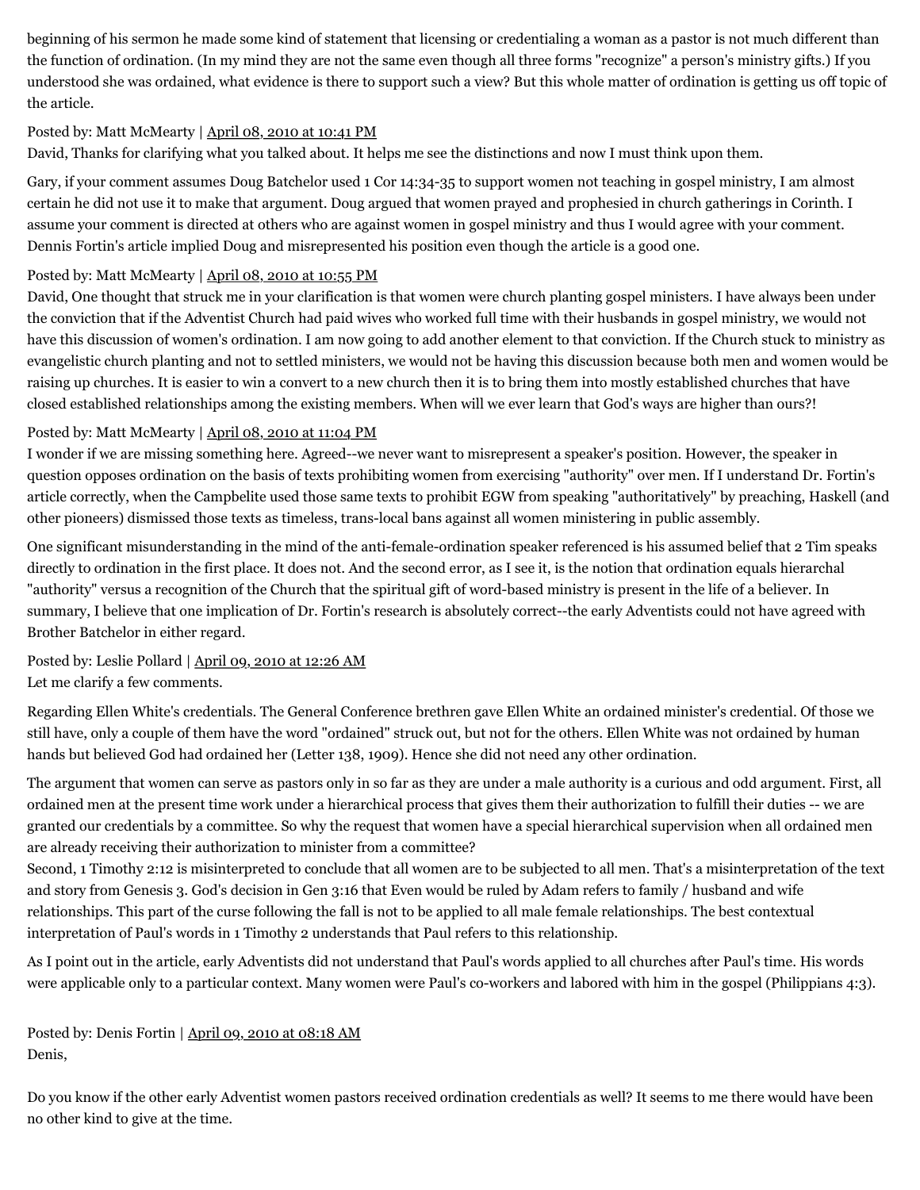beginning of his sermon he made some kind of statement that licensing or credentialing a woman as a pastor is not much different than the function of ordination. (In my mind they are not the same even though all three forms "recognize" a person's ministry gifts.) If you understood she was ordained, what evidence is there to support such a view? But this whole matter of ordination is getting us off topic of the article.

Posted by: Matt McMearty | April 08, 2010 at 10:41 PM

David, Thanks for clarifying what you talked about. It helps me see the distinctions and now I must think upon them.

Gary, if your comment assumes Doug Batchelor used 1 Cor 14:34-35 to support women not teaching in gospel ministry, I am almost certain he did not use it to make that argument. Doug argued that women prayed and prophesied in church gatherings in Corinth. I assume your comment is directed at others who are against women in gospel ministry and thus I would agree with your comment. Dennis Fortin's article implied Doug and misrepresented his position even though the article is a good one.

Posted by: Matt McMearty | April 08, 2010 at 10:55 PM

David, One thought that struck me in your clarification is that women were church planting gospel ministers. I have always been under the conviction that if the Adventist Church had paid wives who worked full time with their husbands in gospel ministry, we would not have this discussion of women's ordination. I am now going to add another element to that conviction. If the Church stuck to ministry as evangelistic church planting and not to settled ministers, we would not be having this discussion because both men and women would be raising up churches. It is easier to win a convert to a new church then it is to bring them into mostly established churches that have closed established relationships among the existing members. When will we ever learn that God's ways are higher than ours?!

Posted by: Matt McMearty | April 08, 2010 at 11:04 PM

I wonder if we are missing something here. Agreed--we never want to misrepresent a speaker's position. However, the speaker in question opposes ordination on the basis of texts prohibiting women from exercising "authority" over men. If I understand Dr. Fortin's article correctly, when the Campbelite used those same texts to prohibit EGW from speaking "authoritatively" by preaching, Haskell (and other pioneers) dismissed those texts as timeless, trans-local bans against all women ministering in public assembly.

One significant misunderstanding in the mind of the anti-female-ordination speaker referenced is his assumed belief that 2 Tim speaks directly to ordination in the first place. It does not. And the second error, as I see it, is the notion that ordination equals hierarchal "authority" versus a recognition of the Church that the spiritual gift of word-based ministry is present in the life of a believer. In summary, I believe that one implication of Dr. Fortin's research is absolutely correct--the early Adventists could not have agreed with Brother Batchelor in either regard.

Posted by: Leslie Pollard | April 09, 2010 at 12:26 AM

Let me clarify a few comments.

Regarding Ellen White's credentials. The General Conference brethren gave Ellen White an ordained minister's credential. Of those we still have, only a couple of them have the word "ordained" struck out, but not for the others. Ellen White was not ordained by human hands but believed God had ordained her (Letter 138, 1909). Hence she did not need any other ordination.

The argument that women can serve as pastors only in so far as they are under a male authority is a curious and odd argument. First, all ordained men at the present time work under a hierarchical process that gives them their authorization to fulfill their duties -- we are granted our credentials by a committee. So why the request that women have a special hierarchical supervision when all ordained men are already receiving their authorization to minister from a committee?

Second, 1 Timothy 2:12 is misinterpreted to conclude that all women are to be subjected to all men. That's a misinterpretation of the text and story from Genesis 3. God's decision in Gen 3:16 that Even would be ruled by Adam refers to family / husband and wife relationships. This part of the curse following the fall is not to be applied to all male female relationships. The best contextual interpretation of Paul's words in 1 Timothy 2 understands that Paul refers to this relationship.

As I point out in the article, early Adventists did not understand that Paul's words applied to all churches after Paul's time. His words were applicable only to a particular context. Many women were Paul's co-workers and labored with him in the gospel (Philippians 4:3).

Posted by: Denis Fortin | April 09, 2010 at 08:18 AM

Denis,

Do you know if the other early Adventist women pastors received ordination credentials as well? It seems to me there would have been no other kind to give at the time.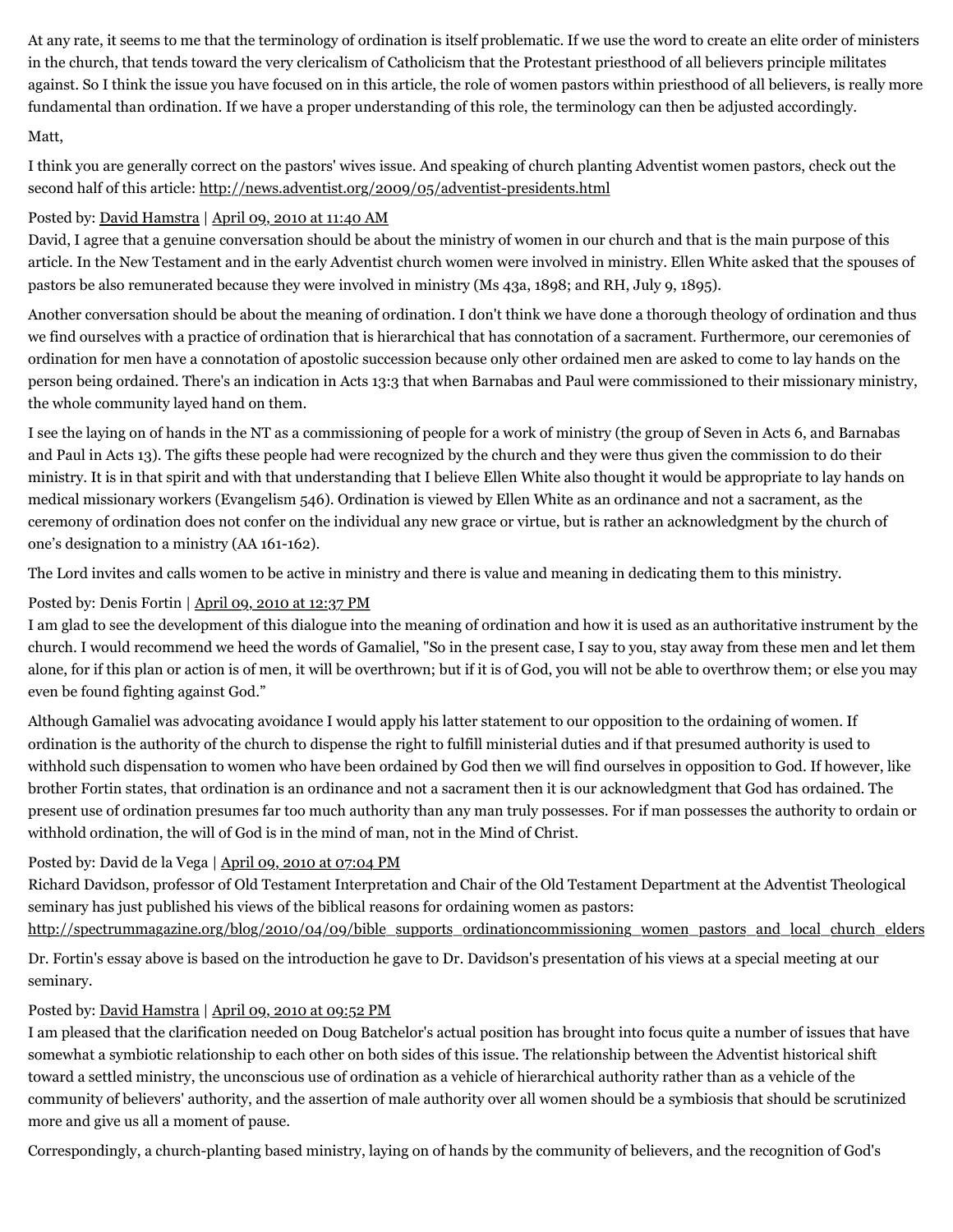At any rate, it seems to me that the terminology of ordination is itself problematic. If we use the word to create an elite order of ministers in the church, that tends toward the very clericalism of Catholicism that the Protestant priesthood of all believers principle militates against. So I think the issue you have focused on in this article, the role of women pastors within priesthood of all believers, is really more fundamental than ordination. If we have a proper understanding of this role, the terminology can then be adjusted accordingly.

Matt,

I think you are generally correct on the pastors' wives issue. And speaking of church planting Adventist women pastors, check out the second half of this article: http://news.adventist.org/2009/05/adventist-presidents.html

Posted by: David Hamstra | April 09, 2010 at 11:40 AM

David, I agree that a genuine conversation should be about the ministry of women in our church and that is the main purpose of this article. In the New Testament and in the early Adventist church women were involved in ministry. Ellen White asked that the spouses of pastors be also remunerated because they were involved in ministry (Ms 43a, 1898; and RH, July 9, 1895).

Another conversation should be about the meaning of ordination. I don't think we have done a thorough theology of ordination and thus we find ourselves with a practice of ordination that is hierarchical that has connotation of a sacrament. Furthermore, our ceremonies of ordination for men have a connotation of apostolic succession because only other ordained men are asked to come to lay hands on the person being ordained. There's an indication in Acts 13:3 that when Barnabas and Paul were commissioned to their missionary ministry, the whole community layed hand on them.

I see the laying on of hands in the NT as a commissioning of people for a work of ministry (the group of Seven in Acts 6, and Barnabas and Paul in Acts 13). The gifts these people had were recognized by the church and they were thus given the commission to do their ministry. It is in that spirit and with that understanding that I believe Ellen White also thought it would be appropriate to lay hands on medical missionary workers (Evangelism 546). Ordination is viewed by Ellen White as an ordinance and not a sacrament, as the ceremony of ordination does not confer on the individual any new grace or virtue, but is rather an acknowledgment by the church of one's designation to a ministry (AA 161-162).

The Lord invites and calls women to be active in ministry and there is value and meaning in dedicating them to this ministry.

Posted by: Denis Fortin | April 09, 2010 at 12:37 PM

I am glad to see the development of this dialogue into the meaning of ordination and how it is used as an authoritative instrument by the church. I would recommend we heed the words of Gamaliel, "So in the present case, I say to you, stay away from these men and let them alone, for if this plan or action is of men, it will be overthrown; but if it is of God, you will not be able to overthrow them; or else you may even be found fighting against God."

Although Gamaliel was advocating avoidance I would apply his latter statement to our opposition to the ordaining of women. If ordination is the authority of the church to dispense the right to fulfill ministerial duties and if that presumed authority is used to withhold such dispensation to women who have been ordained by God then we will find ourselves in opposition to God. If however, like brother Fortin states, that ordination is an ordinance and not a sacrament then it is our acknowledgment that God has ordained. The present use of ordination presumes far too much authority than any man truly possesses. For if man possesses the authority to ordain or withhold ordination, the will of God is in the mind of man, not in the Mind of Christ.

Posted by: David de la Vega | April 09, 2010 at 07:04 PM

Richard Davidson, professor of Old Testament Interpretation and Chair of the Old Testament Department at the Adventist Theological seminary has just published his views of the biblical reasons for ordaining women as pastors: http://spectrummagazine.org/blog/2010/04/09/bible_supports_ordinationcommissioning_women_pastors_and_local_church_elders

Dr. Fortin's essay above is based on the introduction he gave to Dr. Davidson's presentation of his views at a special meeting at our seminary.

Posted by: David Hamstra | April 09, 2010 at 09:52 PM

I am pleased that the clarification needed on Doug Batchelor's actual position has brought into focus quite a number of issues that have somewhat a symbiotic relationship to each other on both sides of this issue. The relationship between the Adventist historical shift toward a settled ministry, the unconscious use of ordination as a vehicle of hierarchical authority rather than as a vehicle of the community of believers' authority, and the assertion of male authority over all women should be a symbiosis that should be scrutinized more and give us all a moment of pause.

Correspondingly, a church-planting based ministry, laying on of hands by the community of believers, and the recognition of God's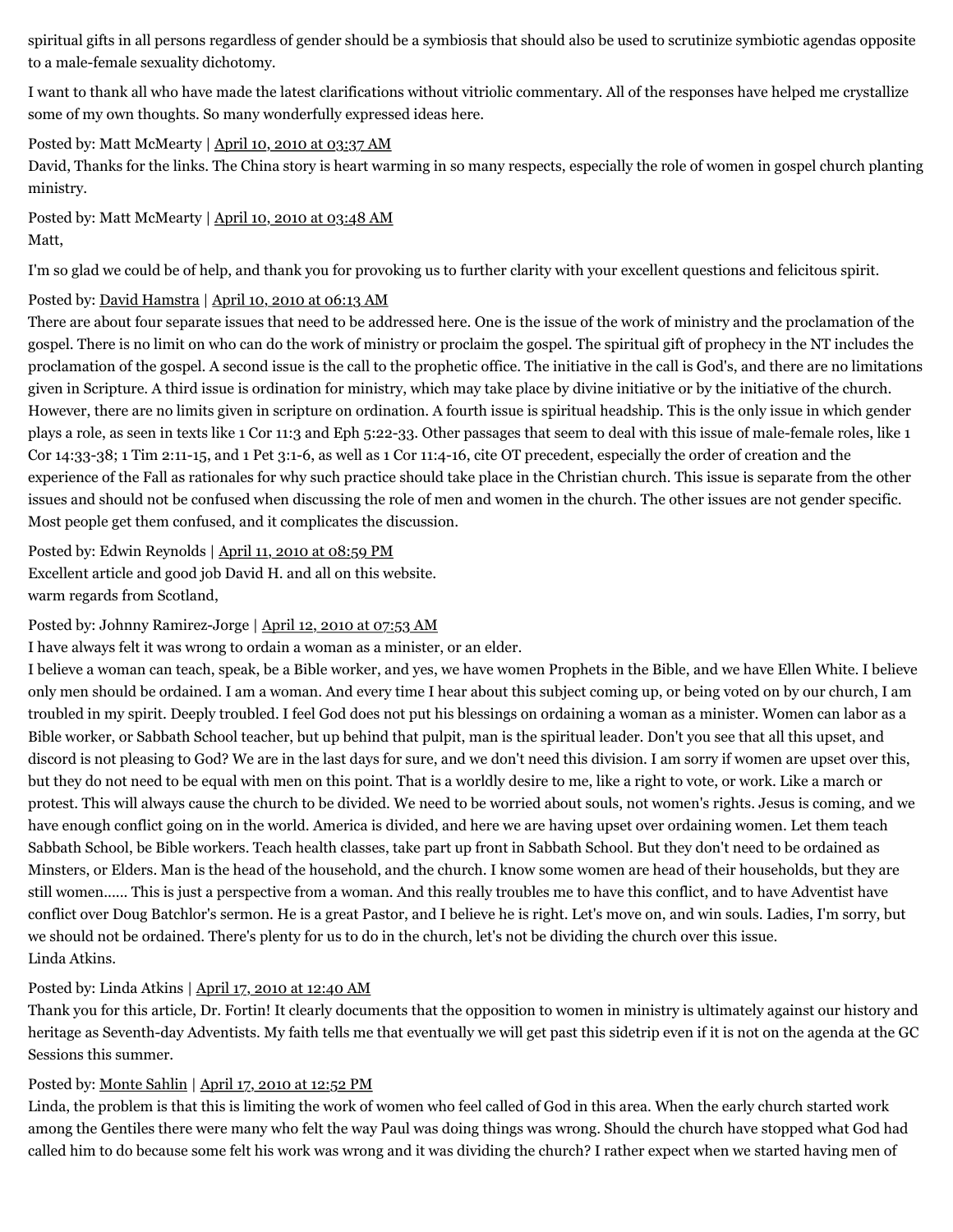spiritual gifts in all persons regardless of gender should be a symbiosis that should also be used to scrutinize symbiotic agendas opposite to a male-female sexuality dichotomy.

I want to thank all who have made the latest clarifications without vitriolic commentary. All of the responses have helped me crystallize some of my own thoughts. So many wonderfully expressed ideas here.

Posted by: Matt McMearty | April 10, 2010 at 03:37 AM

David, Thanks for the links. The China story is heart warming in so many respects, especially the role of women in gospel church planting ministry.

Posted by: Matt McMearty | April 10, 2010 at 03:48 AM

Matt,

I'm so glad we could be of help, and thank you for provoking us to further clarity with your excellent questions and felicitous spirit.

Posted by: David Hamstra | April 10, 2010 at 06:13 AM

There are about four separate issues that need to be addressed here. One is the issue of the work of ministry and the proclamation of the gospel. There is no limit on who can do the work of ministry or proclaim the gospel. The spiritual gift of prophecy in the NT includes the proclamation of the gospel. A second issue is the call to the prophetic office. The initiative in the call is God's, and there are no limitations given in Scripture. A third issue is ordination for ministry, which may take place by divine initiative or by the initiative of the church. However, there are no limits given in scripture on ordination. A fourth issue is spiritual headship. This is the only issue in which gender plays a role, as seen in texts like 1 Cor 11:3 and Eph 5:22-33. Other passages that seem to deal with this issue of male-female roles, like 1 Cor 14:33-38; 1 Tim 2:11-15, and 1 Pet 3:1-6, as well as 1 Cor 11:4-16, cite OT precedent, especially the order of creation and the experience of the Fall as rationales for why such practice should take place in the Christian church. This issue is separate from the other issues and should not be confused when discussing the role of men and women in the church. The other issues are not gender specific. Most people get them confused, and it complicates the discussion.

Posted by: Edwin Reynolds | April 11, 2010 at 08:59 PM

Excellent article and good job David H. and all on this website.
warm regards from Scotland,

Posted by: Johnny Ramirez-Jorge | April 12, 2010 at 07:53 AM

I have always felt it was wrong to ordain a woman as a minister, or an elder.
I believe a woman can teach, speak, be a Bible worker, and yes, we have women Prophets in the Bible, and we have Ellen White. I believe only men should be ordained. I am a woman. And every time I hear about this subject coming up, or being voted on by our church, I am troubled in my spirit. Deeply troubled. I feel God does not put his blessings on ordaining a woman as a minister. Women can labor as a Bible worker, or Sabbath School teacher, but up behind that pulpit, man is the spiritual leader. Don't you see that all this upset, and discord is not pleasing to God? We are in the last days for sure, and we don't need this division. I am sorry if women are upset over this, but they do not need to be equal with men on this point. That is a worldly desire to me, like a right to vote, or work. Like a march or protest. This will always cause the church to be divided. We need to be worried about souls, not women's rights. Jesus is coming, and we have enough conflict going on in the world. America is divided, and here we are having upset over ordaining women. Let them teach Sabbath School, be Bible workers. Teach health classes, take part up front in Sabbath School. But they don't need to be ordained as Minsters, or Elders. Man is the head of the household, and the church. I know some women are head of their households, but they are still women...... This is just a perspective from a woman. And this really troubles me to have this conflict, and to have Adventist have conflict over Doug Batchlor's sermon. He is a great Pastor, and I believe he is right. Let's move on, and win souls. Ladies, I'm sorry, but we should not be ordained. There's plenty for us to do in the church, let's not be dividing the church over this issue.
Linda Atkins.

Posted by: Linda Atkins | April 17, 2010 at 12:40 AM

Thank you for this article, Dr. Fortin! It clearly documents that the opposition to women in ministry is ultimately against our history and heritage as Seventh-day Adventists. My faith tells me that eventually we will get past this sidetrip even if it is not on the agenda at the GC Sessions this summer.

Posted by: Monte Sahlin | April 17, 2010 at 12:52 PM

Linda, the problem is that this is limiting the work of women who feel called of God in this area. When the early church started work among the Gentiles there were many who felt the way Paul was doing things was wrong. Should the church have stopped what God had called him to do because some felt his work was wrong and it was dividing the church? I rather expect when we started having men of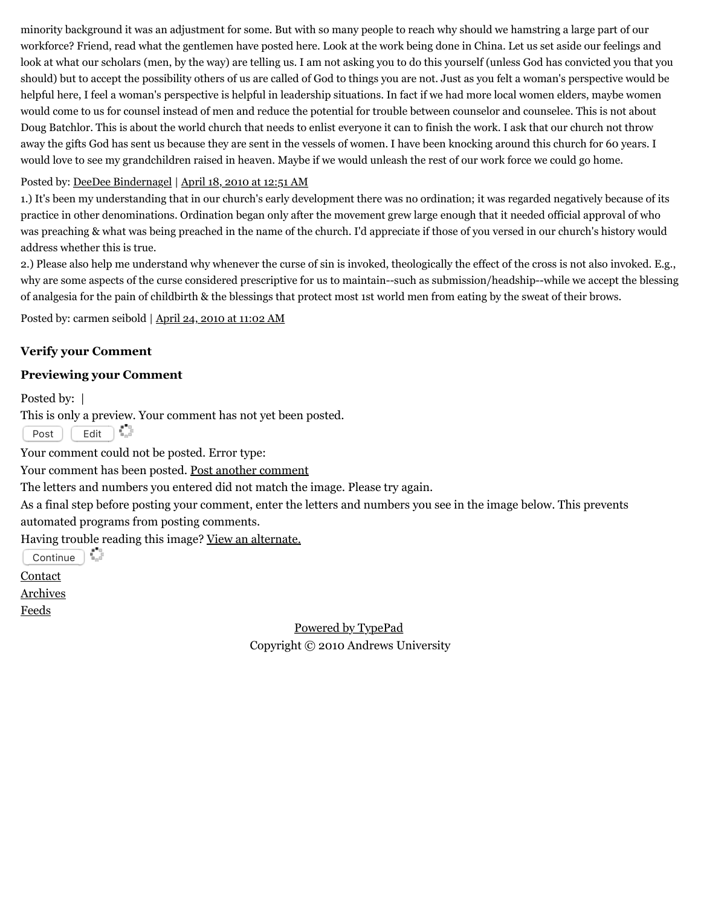minority background it was an adjustment for some. But with so many people to reach why should we hamstring a large part of our workforce? Friend, read what the gentlemen have posted here. Look at the work being done in China. Let us set aside our feelings and look at what our scholars (men, by the way) are telling us. I am not asking you to do this yourself (unless God has convicted you that you should) but to accept the possibility others of us are called of God to things you are not. Just as you felt a woman's perspective would be helpful here, I feel a woman's perspective is helpful in leadership situations. In fact if we had more local women elders, maybe women would come to us for counsel instead of men and reduce the potential for trouble between counselor and counselee. This is not about Doug Batchlor. This is about the world church that needs to enlist everyone it can to finish the work. I ask that our church not throw away the gifts God has sent us because they are sent in the vessels of women. I have been knocking around this church for 60 years. I would love to see my grandchildren raised in heaven. Maybe if we would unleash the rest of our work force we could go home.

Posted by: DeeDee Bindernagel | April 18, 2010 at 12:51 AM

1.) It's been my understanding that in our church's early development there was no ordination; it was regarded negatively because of its practice in other denominations. Ordination began only after the movement grew large enough that it needed official approval of who was preaching & what was being preached in the name of the church. I'd appreciate if those of you versed in our church's history would address whether this is true.

2.) Please also help me understand why whenever the curse of sin is invoked, theologically the effect of the cross is not also invoked. E.g., why are some aspects of the curse considered prescriptive for us to maintain--such as submission/headship--while we accept the blessing of analgesia for the pain of childbirth & the blessings that protect most 1st world men from eating by the sweat of their brows.

Posted by: carmen seibold | April 24, 2010 at 11:02 AM

**Verify your Comment**

**Previewing your Comment**

Posted by: |

This is only a preview. Your comment has not yet been posted.

Post Edit

Your comment could not be posted. Error type:

Your comment has been posted. Post another comment

The letters and numbers you entered did not match the image. Please try again.

As a final step before posting your comment, enter the letters and numbers you see in the image below. This prevents automated programs from posting comments.

Having trouble reading this image? View an alternate.

Continue

Contact

Archives

Feeds

Powered by TypePad

Copyright © 2010 Andrews University